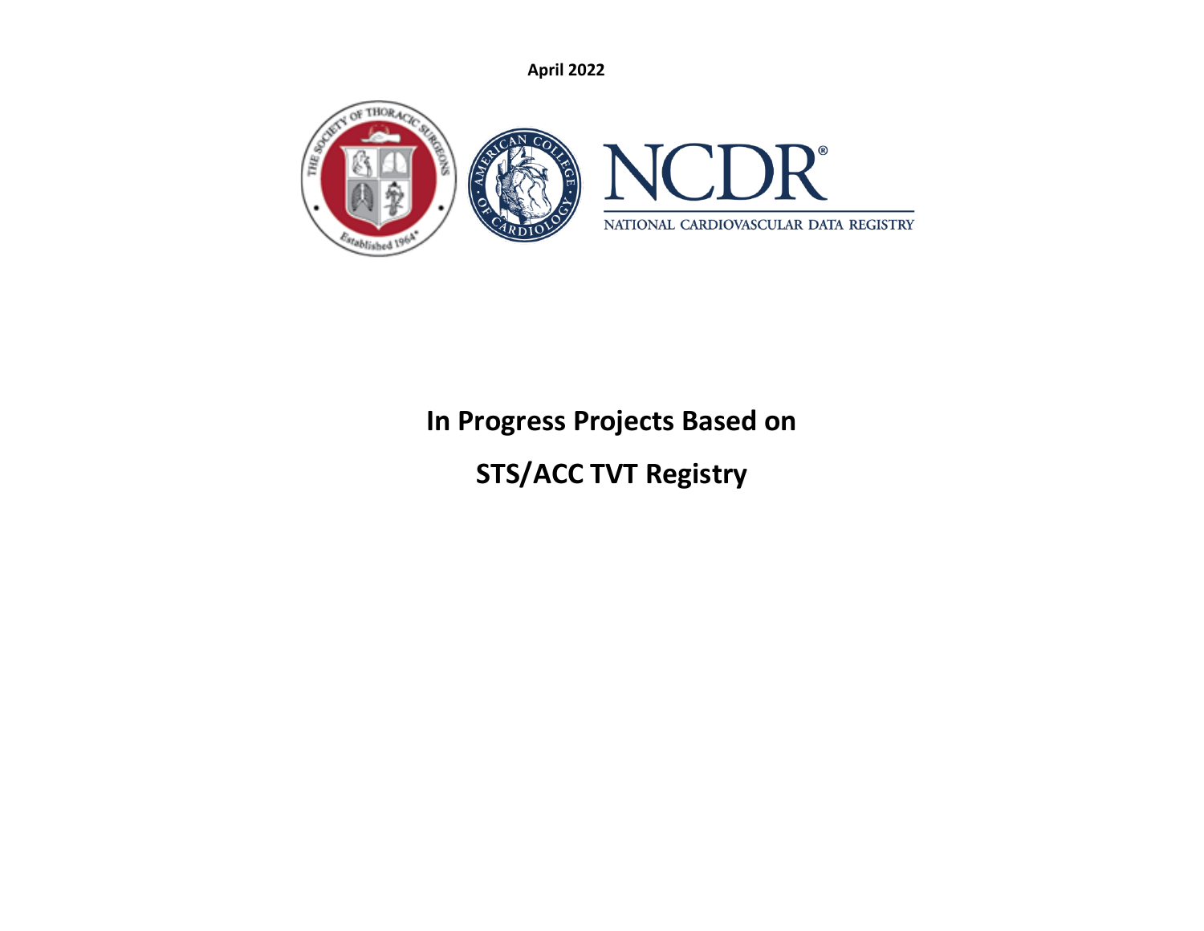**April 2022**

NCDR®

NATIONAL CARDIOVASCULAR DATA REGISTRY

# In Progress Projects Based on

# STS/ACC TVT Registry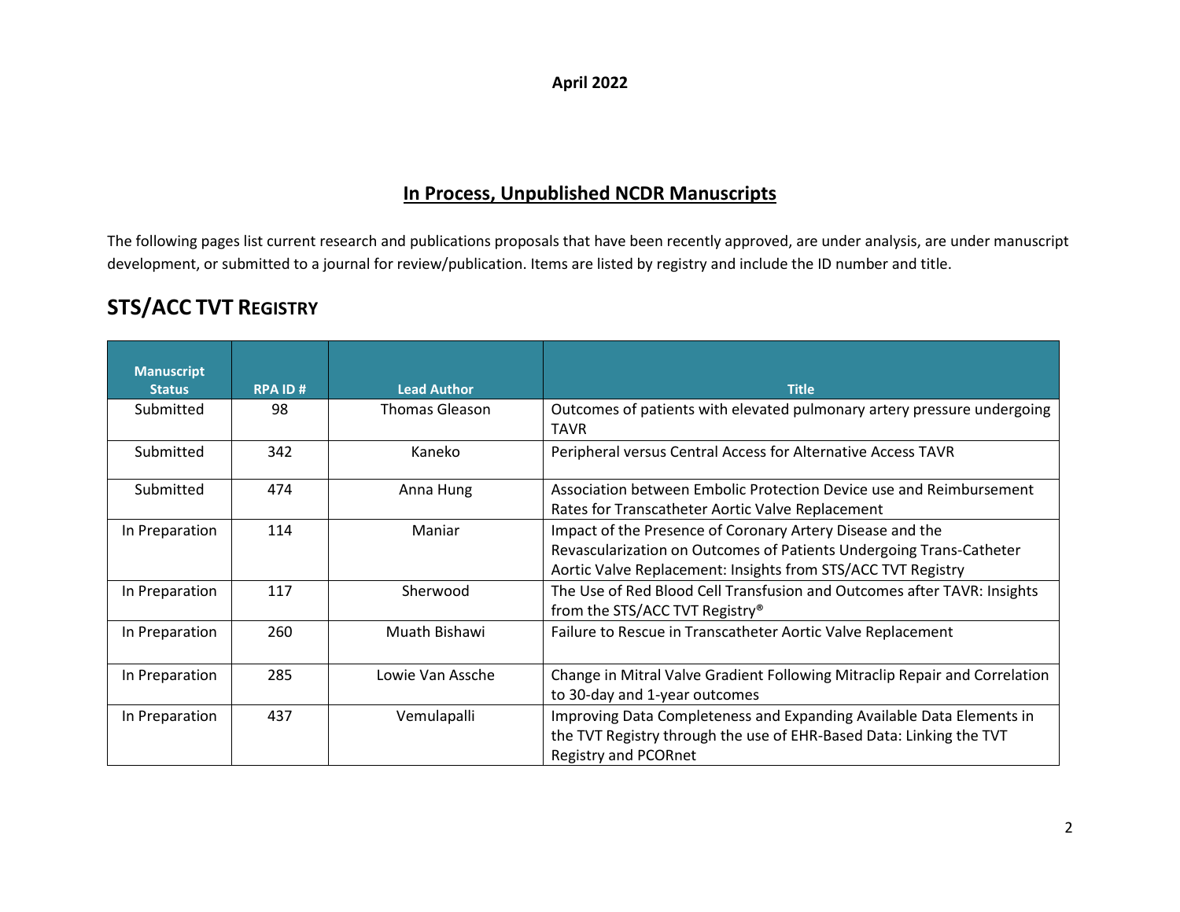**April 2022**

## In Process, Unpublished NCDR Manuscripts

The following pages list current research and publications proposals that have been recently approved, are under analysis, are under manuscript development, or submitted to a journal for review/publication. Items are listed by registry and include the ID number and title.

## STS/ACC TVT Registry

| Manuscript Status | RPA ID # | Lead Author | Title |
|---|---|---|---|
| Submitted | 98 | Thomas Gleason | Outcomes of patients with elevated pulmonary artery pressure undergoing TAVR |
| Submitted | 342 | Kaneko | Peripheral versus Central Access for Alternative Access TAVR |
| Submitted | 474 | Anna Hung | Association between Embolic Protection Device use and Reimbursement Rates for Transcatheter Aortic Valve Replacement |
| In Preparation | 114 | Maniar | Impact of the Presence of Coronary Artery Disease and the Revascularization on Outcomes of Patients Undergoing Trans-Catheter Aortic Valve Replacement: Insights from STS/ACC TVT Registry |
| In Preparation | 117 | Sherwood | The Use of Red Blood Cell Transfusion and Outcomes after TAVR: Insights from the STS/ACC TVT Registry® |
| In Preparation | 260 | Muath Bishawi | Failure to Rescue in Transcatheter Aortic Valve Replacement |
| In Preparation | 285 | Lowie Van Assche | Change in Mitral Valve Gradient Following Mitraclip Repair and Correlation to 30-day and 1-year outcomes |
| In Preparation | 437 | Vemulapalli | Improving Data Completeness and Expanding Available Data Elements in the TVT Registry through the use of EHR-Based Data: Linking the TVT Registry and PCORnet |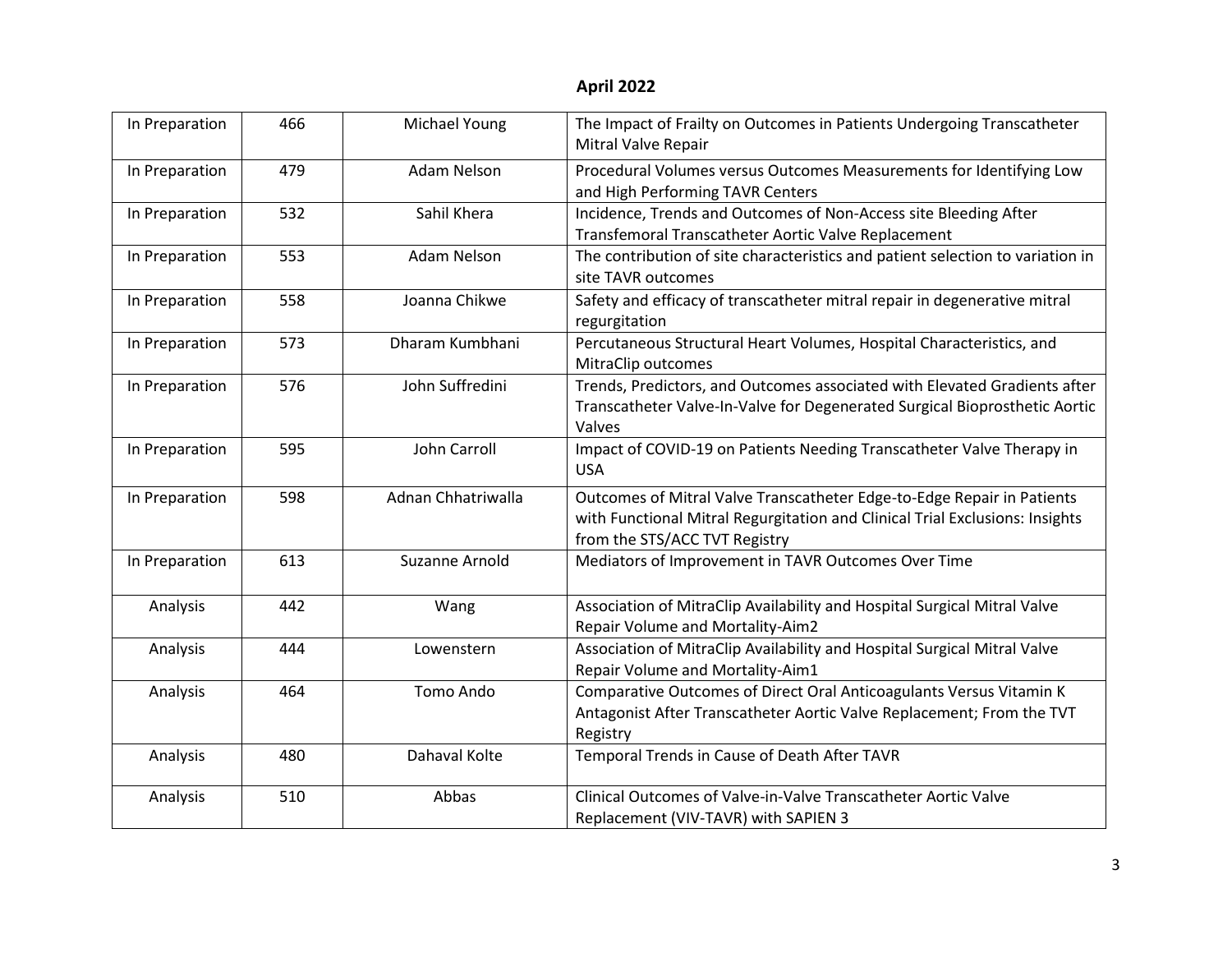**April 2022**

| | | | |
|---|---|---|---|
| In Preparation | 466 | Michael Young | The Impact of Frailty on Outcomes in Patients Undergoing Transcatheter Mitral Valve Repair |
| In Preparation | 479 | Adam Nelson | Procedural Volumes versus Outcomes Measurements for Identifying Low and High Performing TAVR Centers |
| In Preparation | 532 | Sahil Khera | Incidence, Trends and Outcomes of Non-Access site Bleeding After Transfemoral Transcatheter Aortic Valve Replacement |
| In Preparation | 553 | Adam Nelson | The contribution of site characteristics and patient selection to variation in site TAVR outcomes |
| In Preparation | 558 | Joanna Chikwe | Safety and efficacy of transcatheter mitral repair in degenerative mitral regurgitation |
| In Preparation | 573 | Dharam Kumbhani | Percutaneous Structural Heart Volumes, Hospital Characteristics, and MitraClip outcomes |
| In Preparation | 576 | John Suffredini | Trends, Predictors, and Outcomes associated with Elevated Gradients after Transcatheter Valve-In-Valve for Degenerated Surgical Bioprosthetic Aortic Valves |
| In Preparation | 595 | John Carroll | Impact of COVID-19 on Patients Needing Transcatheter Valve Therapy in USA |
| In Preparation | 598 | Adnan Chhatriwalla | Outcomes of Mitral Valve Transcatheter Edge-to-Edge Repair in Patients with Functional Mitral Regurgitation and Clinical Trial Exclusions: Insights from the STS/ACC TVT Registry |
| In Preparation | 613 | Suzanne Arnold | Mediators of Improvement in TAVR Outcomes Over Time |
| Analysis | 442 | Wang | Association of MitraClip Availability and Hospital Surgical Mitral Valve Repair Volume and Mortality-Aim2 |
| Analysis | 444 | Lowenstern | Association of MitraClip Availability and Hospital Surgical Mitral Valve Repair Volume and Mortality-Aim1 |
| Analysis | 464 | Tomo Ando | Comparative Outcomes of Direct Oral Anticoagulants Versus Vitamin K Antagonist After Transcatheter Aortic Valve Replacement; From the TVT Registry |
| Analysis | 480 | Dahaval Kolte | Temporal Trends in Cause of Death After TAVR |
| Analysis | 510 | Abbas | Clinical Outcomes of Valve-in-Valve Transcatheter Aortic Valve Replacement (VIV-TAVR) with SAPIEN 3 |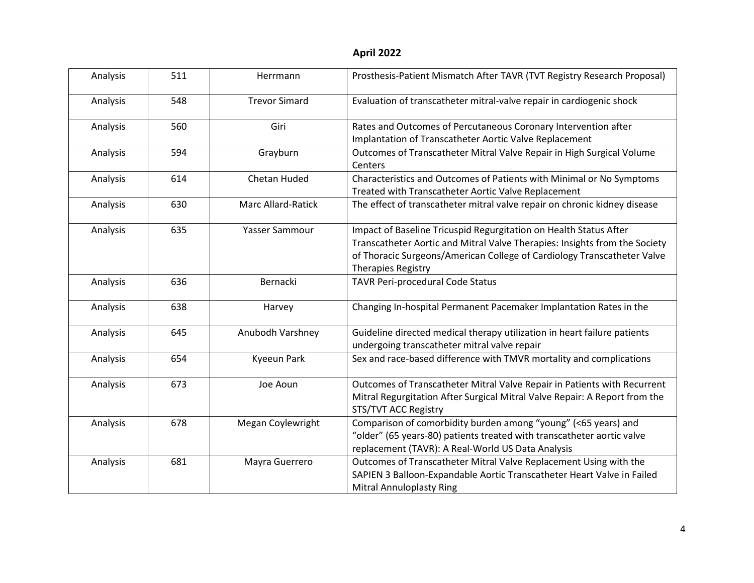**April 2022**

| | | | |
|---|---|---|---|
| Analysis | 511 | Herrmann | Prosthesis-Patient Mismatch After TAVR (TVT Registry Research Proposal) |
| Analysis | 548 | Trevor Simard | Evaluation of transcatheter mitral-valve repair in cardiogenic shock |
| Analysis | 560 | Giri | Rates and Outcomes of Percutaneous Coronary Intervention after Implantation of Transcatheter Aortic Valve Replacement |
| Analysis | 594 | Grayburn | Outcomes of Transcatheter Mitral Valve Repair in High Surgical Volume Centers |
| Analysis | 614 | Chetan Huded | Characteristics and Outcomes of Patients with Minimal or No Symptoms Treated with Transcatheter Aortic Valve Replacement |
| Analysis | 630 | Marc Allard-Ratick | The effect of transcatheter mitral valve repair on chronic kidney disease |
| Analysis | 635 | Yasser Sammour | Impact of Baseline Tricuspid Regurgitation on Health Status After Transcatheter Aortic and Mitral Valve Therapies: Insights from the Society of Thoracic Surgeons/American College of Cardiology Transcatheter Valve Therapies Registry |
| Analysis | 636 | Bernacki | TAVR Peri-procedural Code Status |
| Analysis | 638 | Harvey | Changing In-hospital Permanent Pacemaker Implantation Rates in the |
| Analysis | 645 | Anubodh Varshney | Guideline directed medical therapy utilization in heart failure patients undergoing transcatheter mitral valve repair |
| Analysis | 654 | Kyeeun Park | Sex and race-based difference with TMVR mortality and complications |
| Analysis | 673 | Joe Aoun | Outcomes of Transcatheter Mitral Valve Repair in Patients with Recurrent Mitral Regurgitation After Surgical Mitral Valve Repair: A Report from the STS/TVT ACC Registry |
| Analysis | 678 | Megan Coylewright | Comparison of comorbidity burden among "young" (<65 years) and "older" (65 years-80) patients treated with transcatheter aortic valve replacement (TAVR): A Real-World US Data Analysis |
| Analysis | 681 | Mayra Guerrero | Outcomes of Transcatheter Mitral Valve Replacement Using with the SAPIEN 3 Balloon-Expandable Aortic Transcatheter Heart Valve in Failed Mitral Annuloplasty Ring |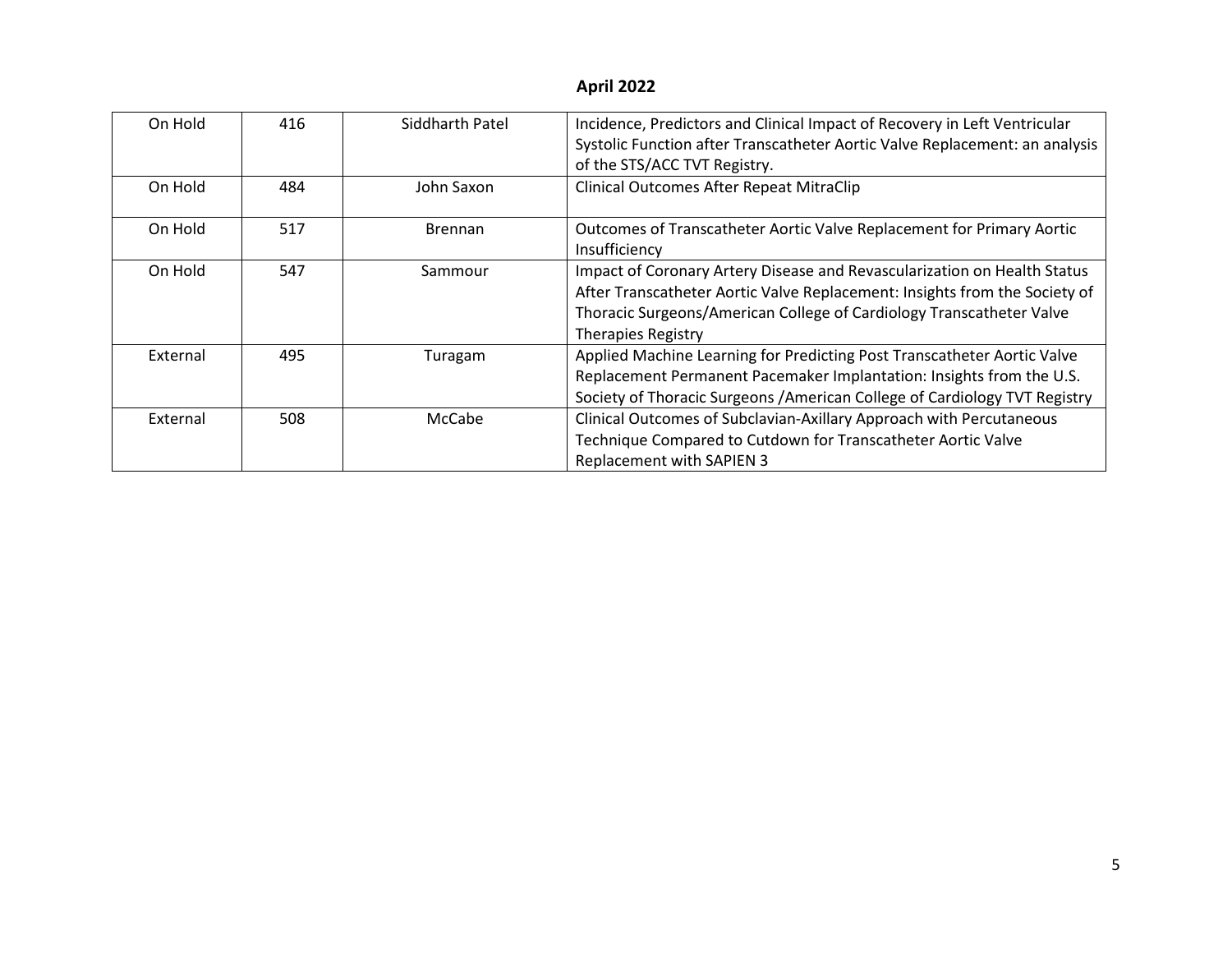**April 2022**

| | | | |
|---|---|---|---|
| On Hold | 416 | Siddharth Patel | Incidence, Predictors and Clinical Impact of Recovery in Left Ventricular Systolic Function after Transcatheter Aortic Valve Replacement: an analysis of the STS/ACC TVT Registry. |
| On Hold | 484 | John Saxon | Clinical Outcomes After Repeat MitraClip |
| On Hold | 517 | Brennan | Outcomes of Transcatheter Aortic Valve Replacement for Primary Aortic Insufficiency |
| On Hold | 547 | Sammour | Impact of Coronary Artery Disease and Revascularization on Health Status After Transcatheter Aortic Valve Replacement: Insights from the Society of Thoracic Surgeons/American College of Cardiology Transcatheter Valve Therapies Registry |
| External | 495 | Turagam | Applied Machine Learning for Predicting Post Transcatheter Aortic Valve Replacement Permanent Pacemaker Implantation: Insights from the U.S. Society of Thoracic Surgeons /American College of Cardiology TVT Registry |
| External | 508 | McCabe | Clinical Outcomes of Subclavian-Axillary Approach with Percutaneous Technique Compared to Cutdown for Transcatheter Aortic Valve Replacement with SAPIEN 3 |